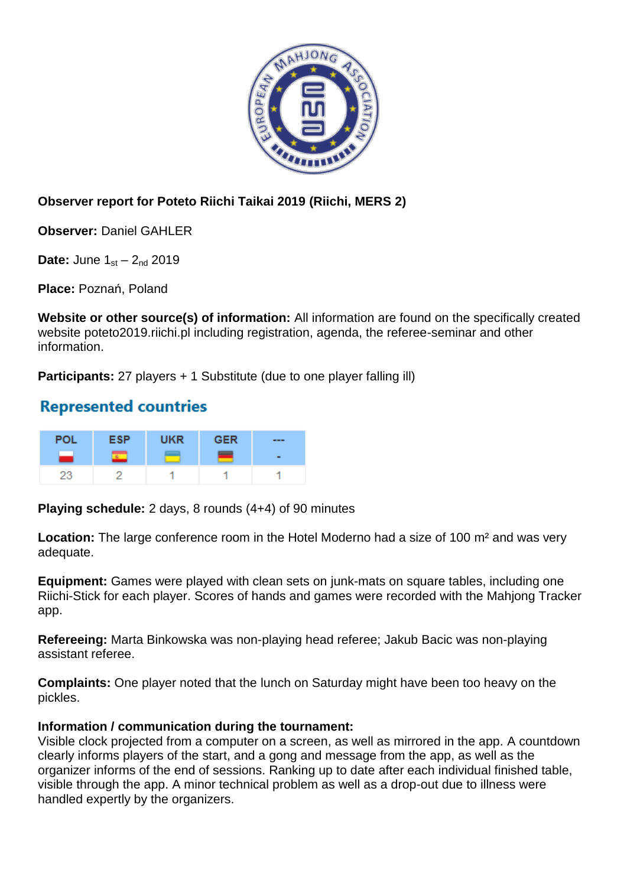**Observer report for Poteto Riichi Taikai 2019 (Riichi, MERS 2)**

**Observer:** Daniel GAHLER

**Date:** June 1st – 2nd 2019

**Place:** Poznań, Poland

**Website or other source(s) of information:** All information are found on the specifically created website poteto2019.riichi.pl including registration, agenda, the referee-seminar and other information.

**Participants:** 27 players + 1 Substitute (due to one player falling ill)

## Represented countries

| POL | ESP | UKR | GER | --- |
|---|---|---|---|---|
| 23 | 2 | 1 | 1 | 1 |

**Playing schedule:** 2 days, 8 rounds (4+4) of 90 minutes

**Location:** The large conference room in the Hotel Moderno had a size of 100 m² and was very adequate.

**Equipment:** Games were played with clean sets on junk-mats on square tables, including one Riichi-Stick for each player. Scores of hands and games were recorded with the Mahjong Tracker app.

**Refereeing:** Marta Binkowska was non-playing head referee; Jakub Bacic was non-playing assistant referee.

**Complaints:** One player noted that the lunch on Saturday might have been too heavy on the pickles.

**Information / communication during the tournament:**
Visible clock projected from a computer on a screen, as well as mirrored in the app. A countdown clearly informs players of the start, and a gong and message from the app, as well as the organizer informs of the end of sessions. Ranking up to date after each individual finished table, visible through the app. A minor technical problem as well as a drop-out due to illness were handled expertly by the organizers.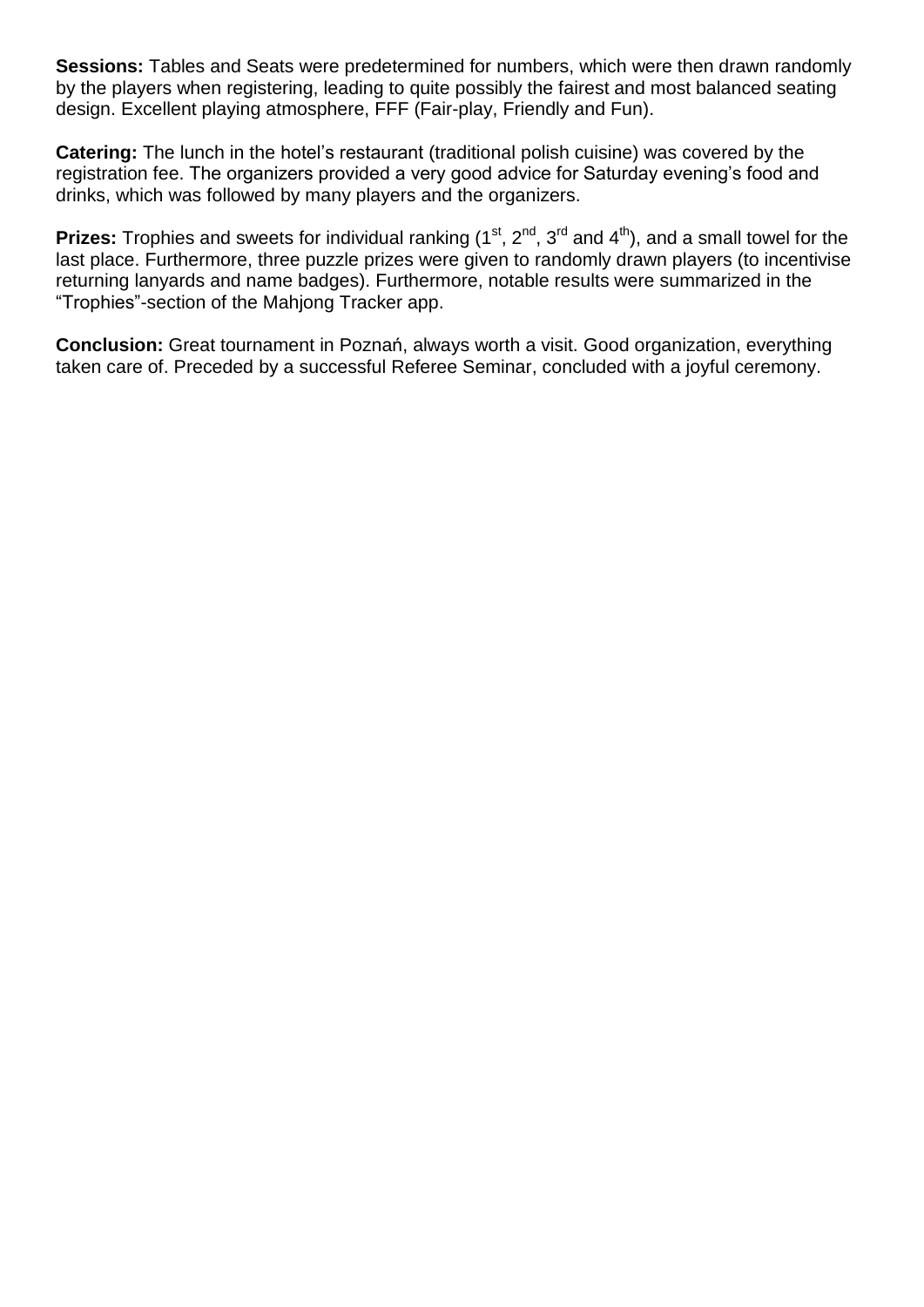**Sessions:** Tables and Seats were predetermined for numbers, which were then drawn randomly by the players when registering, leading to quite possibly the fairest and most balanced seating design. Excellent playing atmosphere, FFF (Fair-play, Friendly and Fun).

**Catering:** The lunch in the hotel's restaurant (traditional polish cuisine) was covered by the registration fee. The organizers provided a very good advice for Saturday evening's food and drinks, which was followed by many players and the organizers.

**Prizes:** Trophies and sweets for individual ranking (1st, 2nd, 3rd and 4th), and a small towel for the last place. Furthermore, three puzzle prizes were given to randomly drawn players (to incentivise returning lanyards and name badges). Furthermore, notable results were summarized in the "Trophies"-section of the Mahjong Tracker app.

**Conclusion:** Great tournament in Poznań, always worth a visit. Good organization, everything taken care of. Preceded by a successful Referee Seminar, concluded with a joyful ceremony.